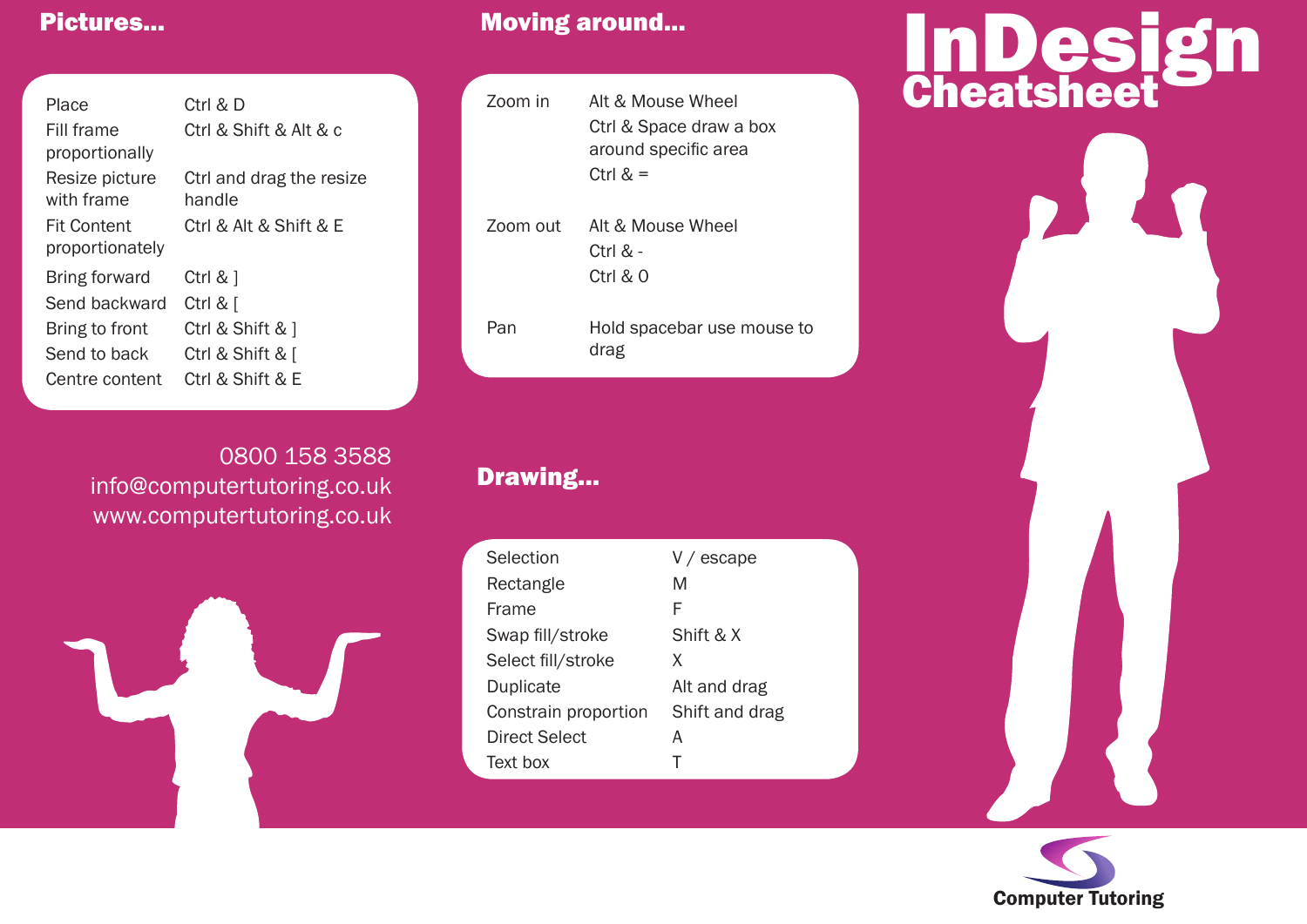# InDesign Cheatsheet

## Pictures...

| | |
|---|---|
| Place | Ctrl & D |
| Fill frame proportionally | Ctrl & Shift & Alt & c |
| Resize picture with frame | Ctrl and drag the resize handle |
| Fit Content proportionately | Ctrl & Alt & Shift & E |
| Bring forward | Ctrl & ] |
| Send backward | Ctrl & [ |
| Bring to front | Ctrl & Shift & ] |
| Send to back | Ctrl & Shift & [ |
| Centre content | Ctrl & Shift & E |

0800 158 3588
info@computertutoring.co.uk
www.computertutoring.co.uk

## Moving around...

| | |
|---|---|
| Zoom in | Alt & Mouse Wheel<br>Ctrl & Space draw a box around specific area<br>Ctrl & = |
| Zoom out | Alt & Mouse Wheel<br>Ctrl & -<br>Ctrl & 0 |
| Pan | Hold spacebar use mouse to drag |

## Drawing...

| | |
|---|---|
| Selection | V / escape |
| Rectangle | M |
| Frame | F |
| Swap fill/stroke | Shift & X |
| Select fill/stroke | X |
| Duplicate | Alt and drag |
| Constrain proportion | Shift and drag |
| Direct Select | A |
| Text box | T |

Computer Tutoring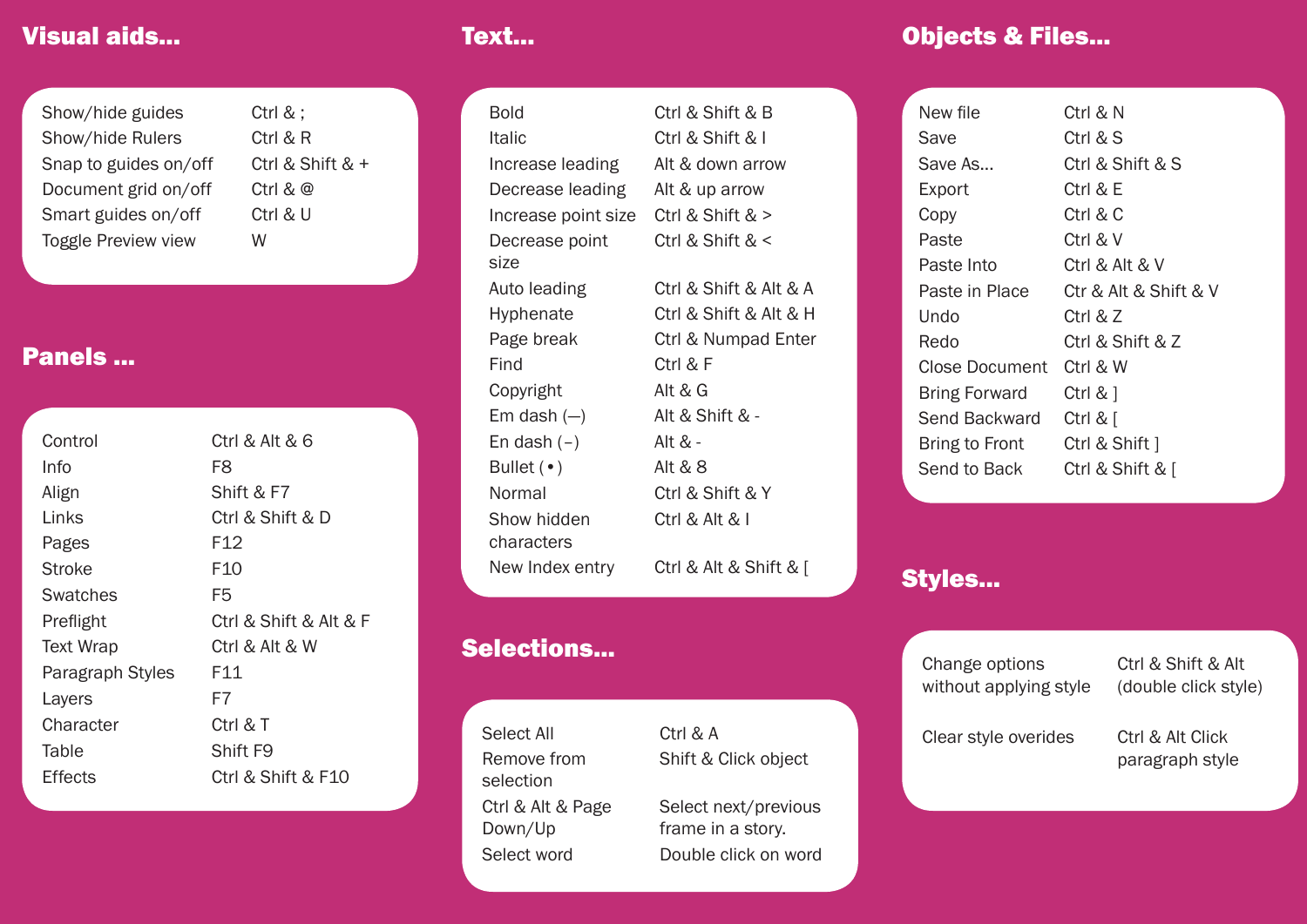## Visual aids...

| | |
|---|---|
| Show/hide guides | Ctrl & ; |
| Show/hide Rulers | Ctrl & R |
| Snap to guides on/off | Ctrl & Shift & + |
| Document grid on/off | Ctrl & @ |
| Smart guides on/off | Ctrl & U |
| Toggle Preview view | W |

## Panels ...

| | |
|---|---|
| Control | Ctrl & Alt & 6 |
| Info | F8 |
| Align | Shift & F7 |
| Links | Ctrl & Shift & D |
| Pages | F12 |
| Stroke | F10 |
| Swatches | F5 |
| Preflight | Ctrl & Shift & Alt & F |
| Text Wrap | Ctrl & Alt & W |
| Paragraph Styles | F11 |
| Layers | F7 |
| Character | Ctrl & T |
| Table | Shift F9 |
| Effects | Ctrl & Shift & F10 |

## Text...

| | |
|---|---|
| Bold | Ctrl & Shift & B |
| Italic | Ctrl & Shift & I |
| Increase leading | Alt & down arrow |
| Decrease leading | Alt & up arrow |
| Increase point size | Ctrl & Shift & > |
| Decrease point size | Ctrl & Shift & < |
| Auto leading | Ctrl & Shift & Alt & A |
| Hyphenate | Ctrl & Shift & Alt & H |
| Page break | Ctrl & Numpad Enter |
| Find | Ctrl & F |
| Copyright | Alt & G |
| Em dash (—) | Alt & Shift & - |
| En dash (–) | Alt & - |
| Bullet ( • ) | Alt & 8 |
| Normal | Ctrl & Shift & Y |
| Show hidden characters | Ctrl & Alt & I |
| New Index entry | Ctrl & Alt & Shift & [ |

## Selections...

| | |
|---|---|
| Select All | Ctrl & A |
| Remove from selection | Shift & Click object |
| Ctrl & Alt & Page Down/Up | Select next/previous frame in a story. |
| Select word | Double click on word |

## Objects & Files...

| | |
|---|---|
| New file | Ctrl & N |
| Save | Ctrl & S |
| Save As... | Ctrl & Shift & S |
| Export | Ctrl & E |
| Copy | Ctrl & C |
| Paste | Ctrl & V |
| Paste Into | Ctrl & Alt & V |
| Paste in Place | Ctr & Alt & Shift & V |
| Undo | Ctrl & Z |
| Redo | Ctrl & Shift & Z |
| Close Document | Ctrl & W |
| Bring Forward | Ctrl & ] |
| Send Backward | Ctrl & [ |
| Bring to Front | Ctrl & Shift ] |
| Send to Back | Ctrl & Shift & [ |

## Styles...

| | |
|---|---|
| Change options without applying style | Ctrl & Shift & Alt (double click style) |
| Clear style overides | Ctrl & Alt Click paragraph style |